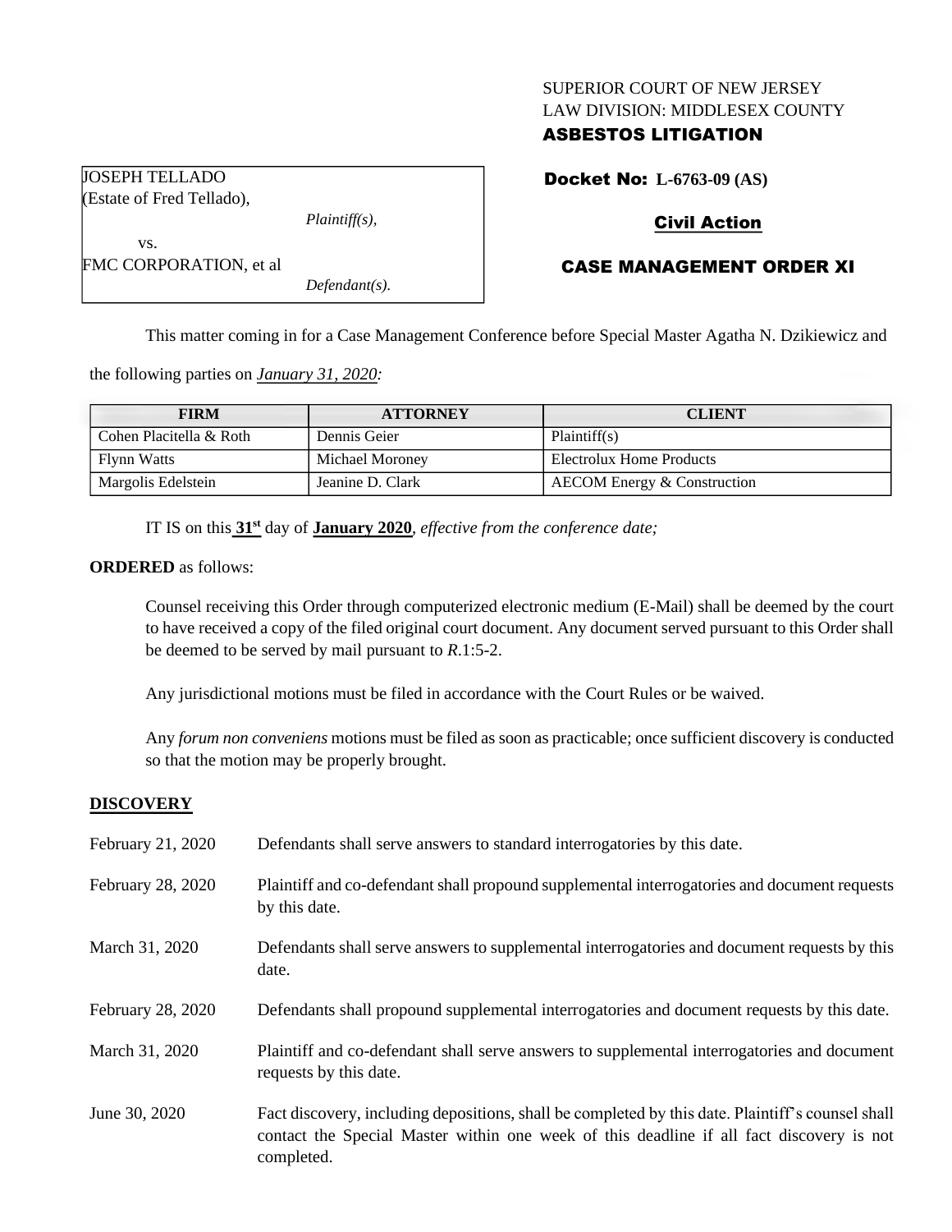SUPERIOR COURT OF NEW JERSEY
LAW DIVISION: MIDDLESEX COUNTY
**ASBESTOS LITIGATION**

| |
|---|
| JOSEPH TELLADO<br>(Estate of Fred Tellado),<br>*Plaintiff(s),*<br>vs.<br>FMC CORPORATION, et al<br>*Defendant(s).* |

**Docket No: L-6763-09 (AS)**

**Civil Action**

**CASE MANAGEMENT ORDER XI**

This matter coming in for a Case Management Conference before Special Master Agatha N. Dzikiewicz and the following parties on ***January 31, 2020:***

| FIRM | ATTORNEY | CLIENT |
|---|---|---|
| Cohen Placitella & Roth | Dennis Geier | Plaintiff(s) |
| Flynn Watts | Michael Moroney | Electrolux Home Products |
| Margolis Edelstein | Jeanine D. Clark | AECOM Energy & Construction |

IT IS on this **31st** day of **January 2020**, *effective from the conference date;*

**ORDERED** as follows:

Counsel receiving this Order through computerized electronic medium (E-Mail) shall be deemed by the court to have received a copy of the filed original court document. Any document served pursuant to this Order shall be deemed to be served by mail pursuant to *R*.1:5-2.

Any jurisdictional motions must be filed in accordance with the Court Rules or be waived.

Any *forum non conveniens* motions must be filed as soon as practicable; once sufficient discovery is conducted so that the motion may be properly brought.

**DISCOVERY**

| | |
|---|---|
| February 21, 2020 | Defendants shall serve answers to standard interrogatories by this date. |
| February 28, 2020 | Plaintiff and co-defendant shall propound supplemental interrogatories and document requests by this date. |
| March 31, 2020 | Defendants shall serve answers to supplemental interrogatories and document requests by this date. |
| February 28, 2020 | Defendants shall propound supplemental interrogatories and document requests by this date. |
| March 31, 2020 | Plaintiff and co-defendant shall serve answers to supplemental interrogatories and document requests by this date. |
| June 30, 2020 | Fact discovery, including depositions, shall be completed by this date. Plaintiff's counsel shall contact the Special Master within one week of this deadline if all fact discovery is not completed. |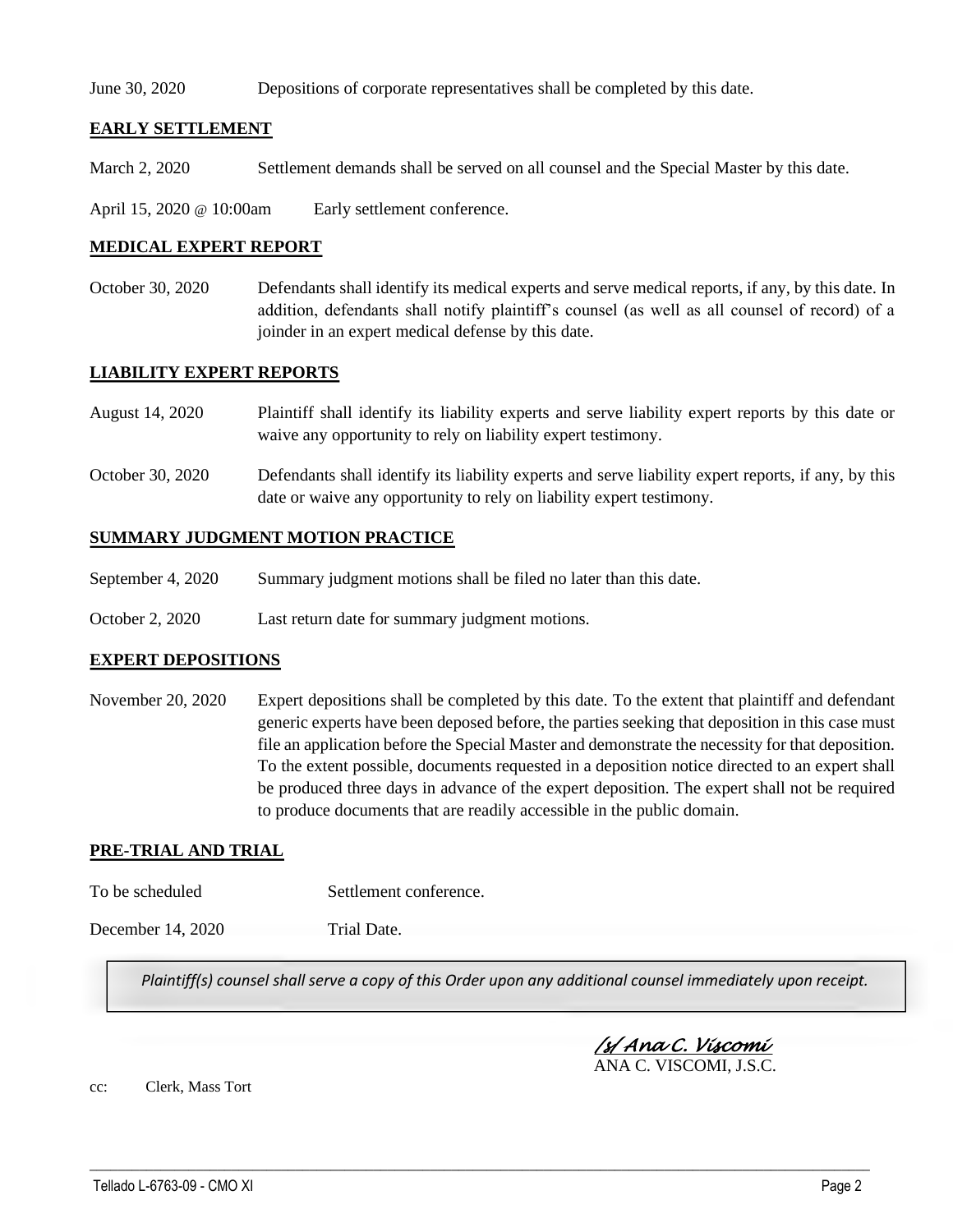June 30, 2020 Depositions of corporate representatives shall be completed by this date.

**EARLY SETTLEMENT**

March 2, 2020 Settlement demands shall be served on all counsel and the Special Master by this date.

April 15, 2020 @ 10:00am Early settlement conference.

**MEDICAL EXPERT REPORT**

October 30, 2020 Defendants shall identify its medical experts and serve medical reports, if any, by this date. In addition, defendants shall notify plaintiff's counsel (as well as all counsel of record) of a joinder in an expert medical defense by this date.

**LIABILITY EXPERT REPORTS**

August 14, 2020 Plaintiff shall identify its liability experts and serve liability expert reports by this date or waive any opportunity to rely on liability expert testimony.

October 30, 2020 Defendants shall identify its liability experts and serve liability expert reports, if any, by this date or waive any opportunity to rely on liability expert testimony.

**SUMMARY JUDGMENT MOTION PRACTICE**

September 4, 2020 Summary judgment motions shall be filed no later than this date.

October 2, 2020 Last return date for summary judgment motions.

**EXPERT DEPOSITIONS**

November 20, 2020 Expert depositions shall be completed by this date. To the extent that plaintiff and defendant generic experts have been deposed before, the parties seeking that deposition in this case must file an application before the Special Master and demonstrate the necessity for that deposition. To the extent possible, documents requested in a deposition notice directed to an expert shall be produced three days in advance of the expert deposition. The expert shall not be required to produce documents that are readily accessible in the public domain.

**PRE-TRIAL AND TRIAL**

To be scheduled Settlement conference.

December 14, 2020 Trial Date.

*Plaintiff(s) counsel shall serve a copy of this Order upon any additional counsel immediately upon receipt.*

/s/ Ana C. Viscomi
ANA C. VISCOMI, J.S.C.

cc: Clerk, Mass Tort

Tellado L-6763-09 - CMO XI